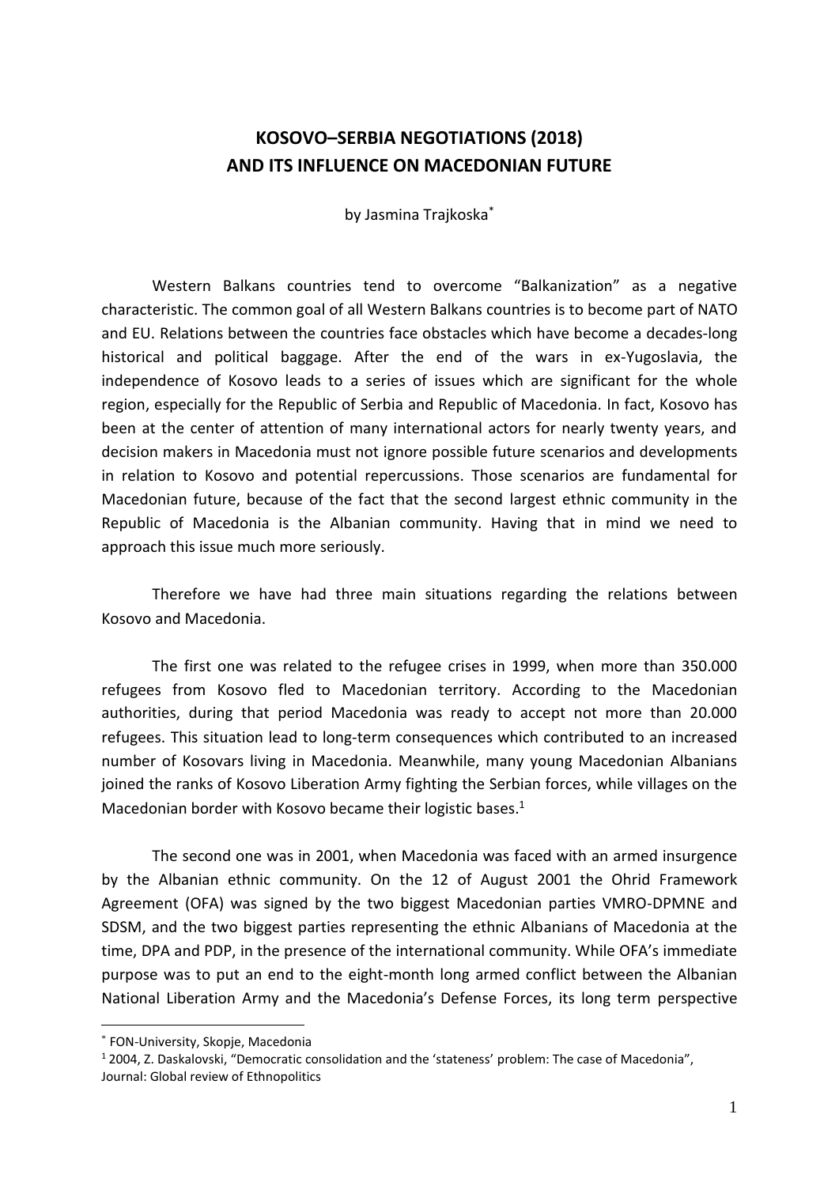# KOSOVO–SERBIA NEGOTIATIONS (2018)
# AND ITS INFLUENCE ON MACEDONIAN FUTURE

by Jasmina Trajkoska[*]

Western Balkans countries tend to overcome "Balkanization" as a negative characteristic. The common goal of all Western Balkans countries is to become part of NATO and EU. Relations between the countries face obstacles which have become a decades-long historical and political baggage. After the end of the wars in ex-Yugoslavia, the independence of Kosovo leads to a series of issues which are significant for the whole region, especially for the Republic of Serbia and Republic of Macedonia. In fact, Kosovo has been at the center of attention of many international actors for nearly twenty years, and decision makers in Macedonia must not ignore possible future scenarios and developments in relation to Kosovo and potential repercussions. Those scenarios are fundamental for Macedonian future, because of the fact that the second largest ethnic community in the Republic of Macedonia is the Albanian community. Having that in mind we need to approach this issue much more seriously.

Therefore we have had three main situations regarding the relations between Kosovo and Macedonia.

The first one was related to the refugee crises in 1999, when more than 350.000 refugees from Kosovo fled to Macedonian territory. According to the Macedonian authorities, during that period Macedonia was ready to accept not more than 20.000 refugees. This situation lead to long-term consequences which contributed to an increased number of Kosovars living in Macedonia. Meanwhile, many young Macedonian Albanians joined the ranks of Kosovo Liberation Army fighting the Serbian forces, while villages on the Macedonian border with Kosovo became their logistic bases.[1]

The second one was in 2001, when Macedonia was faced with an armed insurgence by the Albanian ethnic community. On the 12 of August 2001 the Ohrid Framework Agreement (OFA) was signed by the two biggest Macedonian parties VMRO-DPMNE and SDSM, and the two biggest parties representing the ethnic Albanians of Macedonia at the time, DPA and PDP, in the presence of the international community. While OFA's immediate purpose was to put an end to the eight-month long armed conflict between the Albanian National Liberation Army and the Macedonia's Defense Forces, its long term perspective

---

[*] FON-University, Skopje, Macedonia

[1] 2004, Z. Daskalovski, "Democratic consolidation and the 'stateness' problem: The case of Macedonia", Journal: Global review of Ethnopolitics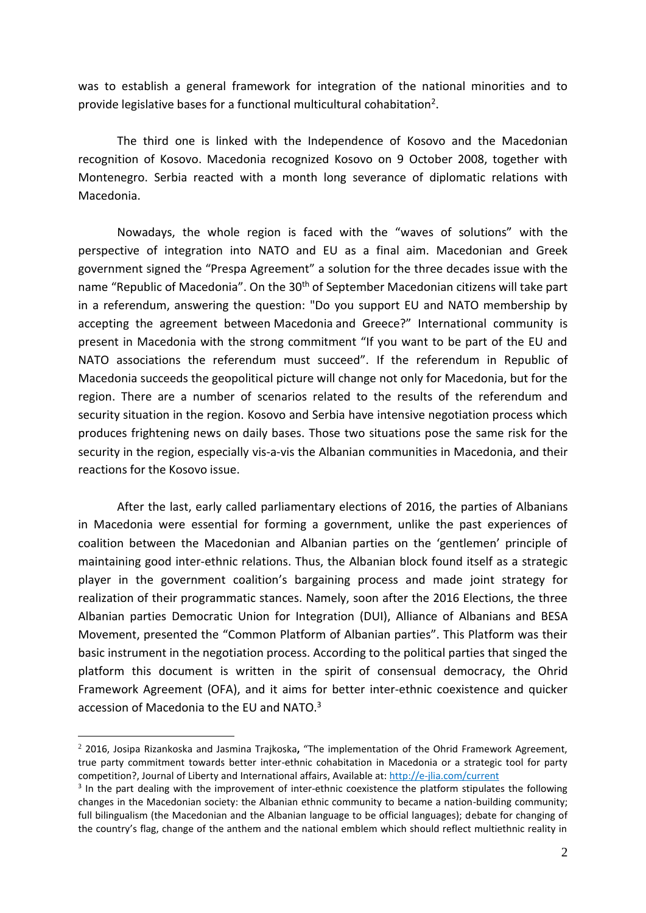was to establish a general framework for integration of the national minorities and to provide legislative bases for a functional multicultural cohabitation[2].

The third one is linked with the Independence of Kosovo and the Macedonian recognition of Kosovo. Macedonia recognized Kosovo on 9 October 2008, together with Montenegro. Serbia reacted with a month long severance of diplomatic relations with Macedonia.

Nowadays, the whole region is faced with the "waves of solutions" with the perspective of integration into NATO and EU as a final aim. Macedonian and Greek government signed the "Prespa Agreement" a solution for the three decades issue with the name "Republic of Macedonia". On the 30th of September Macedonian citizens will take part in a referendum, answering the question: "Do you support EU and NATO membership by accepting the agreement between Macedonia and Greece?" International community is present in Macedonia with the strong commitment "If you want to be part of the EU and NATO associations the referendum must succeed". If the referendum in Republic of Macedonia succeeds the geopolitical picture will change not only for Macedonia, but for the region. There are a number of scenarios related to the results of the referendum and security situation in the region. Kosovo and Serbia have intensive negotiation process which produces frightening news on daily bases. Those two situations pose the same risk for the security in the region, especially vis-a-vis the Albanian communities in Macedonia, and their reactions for the Kosovo issue.

After the last, early called parliamentary elections of 2016, the parties of Albanians in Macedonia were essential for forming a government, unlike the past experiences of coalition between the Macedonian and Albanian parties on the 'gentlemen' principle of maintaining good inter-ethnic relations. Thus, the Albanian block found itself as a strategic player in the government coalition's bargaining process and made joint strategy for realization of their programmatic stances. Namely, soon after the 2016 Elections, the three Albanian parties Democratic Union for Integration (DUI), Alliance of Albanians and BESA Movement, presented the "Common Platform of Albanian parties". This Platform was their basic instrument in the negotiation process. According to the political parties that singed the platform this document is written in the spirit of consensual democracy, the Ohrid Framework Agreement (OFA), and it aims for better inter-ethnic coexistence and quicker accession of Macedonia to the EU and NATO.[3]

---

[2] 2016, Josipa Rizankoska and Jasmina Trajkoska, "The implementation of the Ohrid Framework Agreement, true party commitment towards better inter-ethnic cohabitation in Macedonia or a strategic tool for party competition?, Journal of Liberty and International affairs, Available at: http://e-jlia.com/current

[3] In the part dealing with the improvement of inter-ethnic coexistence the platform stipulates the following changes in the Macedonian society: the Albanian ethnic community to became a nation-building community; full bilingualism (the Macedonian and the Albanian language to be official languages); debate for changing of the country's flag, change of the anthem and the national emblem which should reflect multiethnic reality in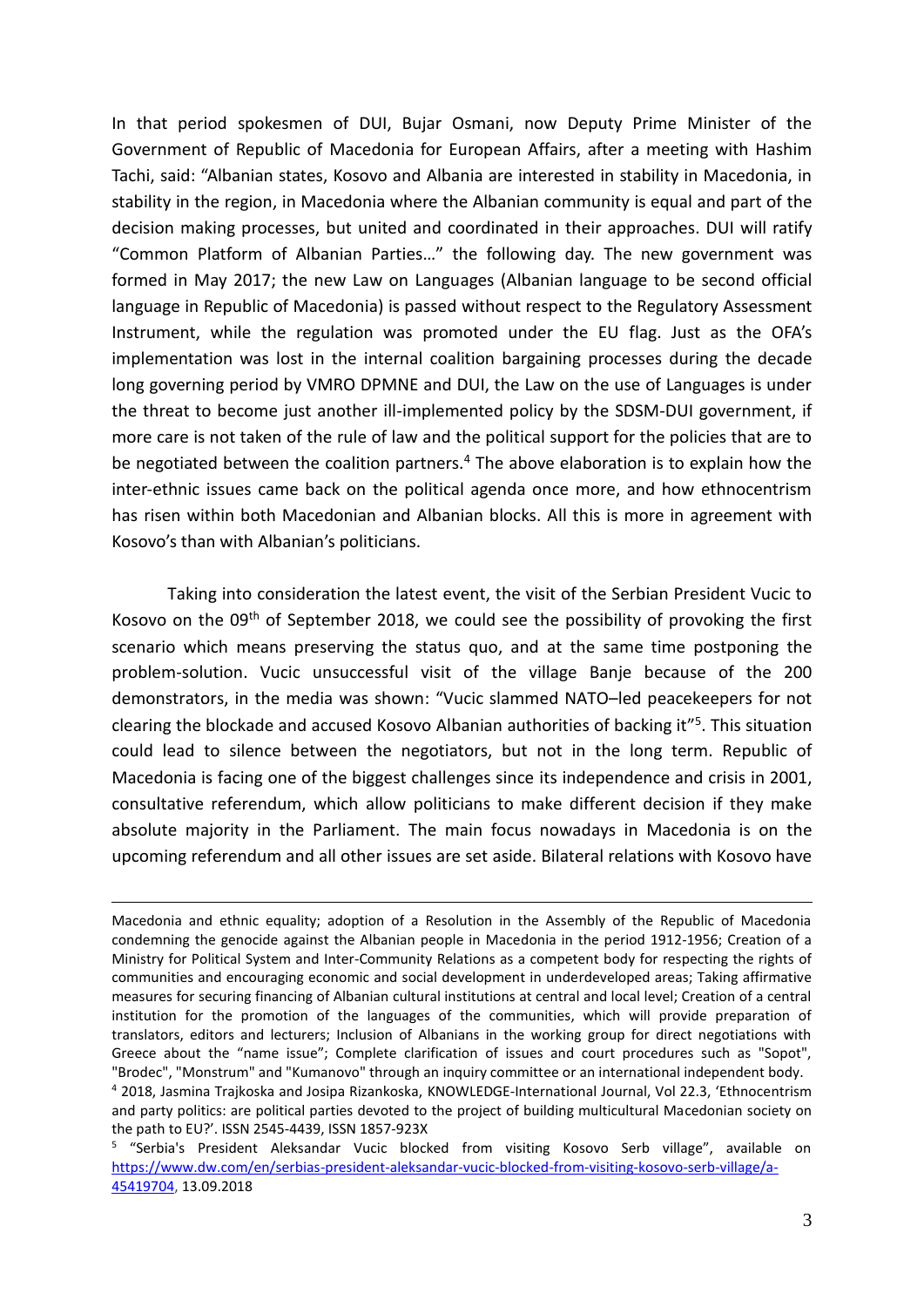In that period spokesmen of DUI, Bujar Osmani, now Deputy Prime Minister of the Government of Republic of Macedonia for European Affairs, after a meeting with Hashim Tachi, said: "Albanian states, Kosovo and Albania are interested in stability in Macedonia, in stability in the region, in Macedonia where the Albanian community is equal and part of the decision making processes, but united and coordinated in their approaches. DUI will ratify "Common Platform of Albanian Parties…" the following day. The new government was formed in May 2017; the new Law on Languages (Albanian language to be second official language in Republic of Macedonia) is passed without respect to the Regulatory Assessment Instrument, while the regulation was promoted under the EU flag. Just as the OFA's implementation was lost in the internal coalition bargaining processes during the decade long governing period by VMRO DPMNE and DUI, the Law on the use of Languages is under the threat to become just another ill-implemented policy by the SDSM-DUI government, if more care is not taken of the rule of law and the political support for the policies that are to be negotiated between the coalition partners.[4] The above elaboration is to explain how the inter-ethnic issues came back on the political agenda once more, and how ethnocentrism has risen within both Macedonian and Albanian blocks. All this is more in agreement with Kosovo's than with Albanian's politicians.

Taking into consideration the latest event, the visit of the Serbian President Vucic to Kosovo on the 09th of September 2018, we could see the possibility of provoking the first scenario which means preserving the status quo, and at the same time postponing the problem-solution. Vucic unsuccessful visit of the village Banje because of the 200 demonstrators, in the media was shown: "Vucic slammed NATO–led peacekeepers for not clearing the blockade and accused Kosovo Albanian authorities of backing it"[5]. This situation could lead to silence between the negotiators, but not in the long term. Republic of Macedonia is facing one of the biggest challenges since its independence and crisis in 2001, consultative referendum, which allow politicians to make different decision if they make absolute majority in the Parliament. The main focus nowadays in Macedonia is on the upcoming referendum and all other issues are set aside. Bilateral relations with Kosovo have

---

Macedonia and ethnic equality; adoption of a Resolution in the Assembly of the Republic of Macedonia condemning the genocide against the Albanian people in Macedonia in the period 1912-1956; Creation of a Ministry for Political System and Inter-Community Relations as a competent body for respecting the rights of communities and encouraging economic and social development in underdeveloped areas; Taking affirmative measures for securing financing of Albanian cultural institutions at central and local level; Creation of a central institution for the promotion of the languages of the communities, which will provide preparation of translators, editors and lecturers; Inclusion of Albanians in the working group for direct negotiations with Greece about the "name issue"; Complete clarification of issues and court procedures such as "Sopot", "Brodec", "Monstrum" and "Kumanovo" through an inquiry committee or an international independent body.

[4] 2018, Jasmina Trajkoska and Josipa Rizankoska, KNOWLEDGE-International Journal, Vol 22.3, 'Ethnocentrism and party politics: are political parties devoted to the project of building multicultural Macedonian society on the path to EU?'. ISSN 2545-4439, ISSN 1857-923X

[5] "Serbia's President Aleksandar Vucic blocked from visiting Kosovo Serb village", available on https://www.dw.com/en/serbias-president-aleksandar-vucic-blocked-from-visiting-kosovo-serb-village/a-45419704, 13.09.2018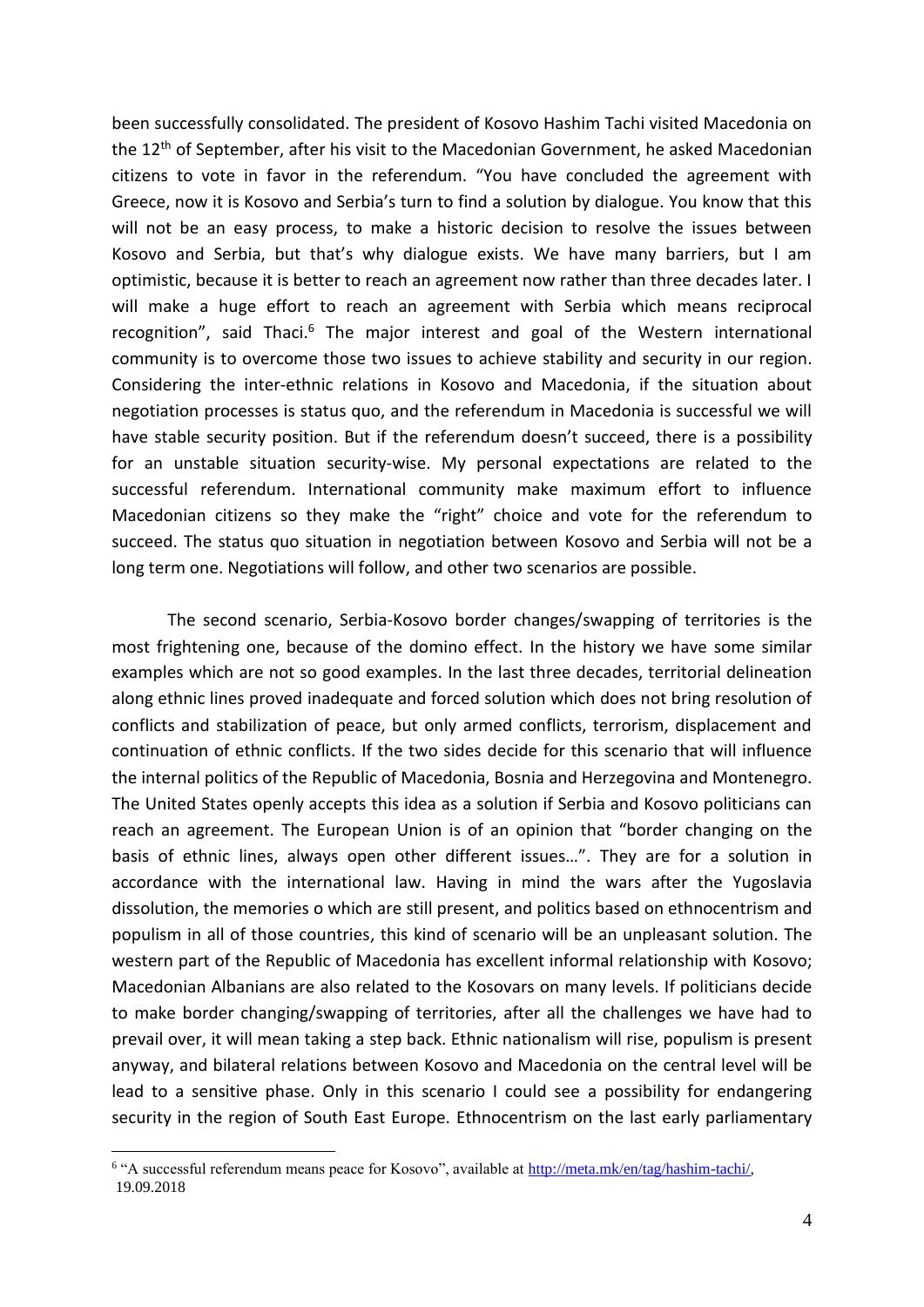been successfully consolidated. The president of Kosovo Hashim Tachi visited Macedonia on the 12th of September, after his visit to the Macedonian Government, he asked Macedonian citizens to vote in favor in the referendum. "You have concluded the agreement with Greece, now it is Kosovo and Serbia's turn to find a solution by dialogue. You know that this will not be an easy process, to make a historic decision to resolve the issues between Kosovo and Serbia, but that's why dialogue exists. We have many barriers, but I am optimistic, because it is better to reach an agreement now rather than three decades later. I will make a huge effort to reach an agreement with Serbia which means reciprocal recognition", said Thaci.[6] The major interest and goal of the Western international community is to overcome those two issues to achieve stability and security in our region. Considering the inter-ethnic relations in Kosovo and Macedonia, if the situation about negotiation processes is status quo, and the referendum in Macedonia is successful we will have stable security position. But if the referendum doesn't succeed, there is a possibility for an unstable situation security-wise. My personal expectations are related to the successful referendum. International community make maximum effort to influence Macedonian citizens so they make the "right" choice and vote for the referendum to succeed. The status quo situation in negotiation between Kosovo and Serbia will not be a long term one. Negotiations will follow, and other two scenarios are possible.

The second scenario, Serbia-Kosovo border changes/swapping of territories is the most frightening one, because of the domino effect. In the history we have some similar examples which are not so good examples. In the last three decades, territorial delineation along ethnic lines proved inadequate and forced solution which does not bring resolution of conflicts and stabilization of peace, but only armed conflicts, terrorism, displacement and continuation of ethnic conflicts. If the two sides decide for this scenario that will influence the internal politics of the Republic of Macedonia, Bosnia and Herzegovina and Montenegro. The United States openly accepts this idea as a solution if Serbia and Kosovo politicians can reach an agreement. The European Union is of an opinion that "border changing on the basis of ethnic lines, always open other different issues…". They are for a solution in accordance with the international law. Having in mind the wars after the Yugoslavia dissolution, the memories o which are still present, and politics based on ethnocentrism and populism in all of those countries, this kind of scenario will be an unpleasant solution. The western part of the Republic of Macedonia has excellent informal relationship with Kosovo; Macedonian Albanians are also related to the Kosovars on many levels. If politicians decide to make border changing/swapping of territories, after all the challenges we have had to prevail over, it will mean taking a step back. Ethnic nationalism will rise, populism is present anyway, and bilateral relations between Kosovo and Macedonia on the central level will be lead to a sensitive phase. Only in this scenario I could see a possibility for endangering security in the region of South East Europe. Ethnocentrism on the last early parliamentary

---

[6] "A successful referendum means peace for Kosovo", available at http://meta.mk/en/tag/hashim-tachi/, 19.09.2018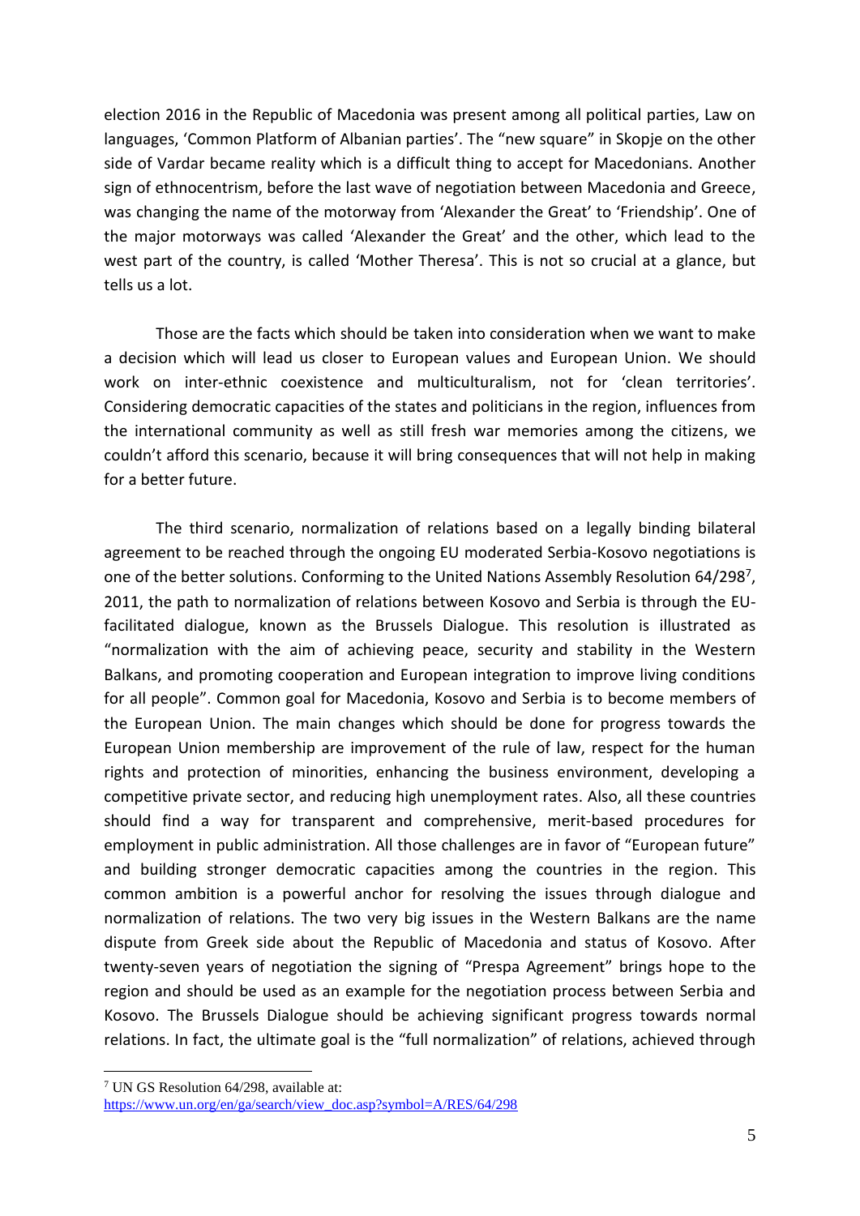election 2016 in the Republic of Macedonia was present among all political parties, Law on languages, 'Common Platform of Albanian parties'. The "new square" in Skopje on the other side of Vardar became reality which is a difficult thing to accept for Macedonians. Another sign of ethnocentrism, before the last wave of negotiation between Macedonia and Greece, was changing the name of the motorway from 'Alexander the Great' to 'Friendship'. One of the major motorways was called 'Alexander the Great' and the other, which lead to the west part of the country, is called 'Mother Theresa'. This is not so crucial at a glance, but tells us a lot.

Those are the facts which should be taken into consideration when we want to make a decision which will lead us closer to European values and European Union. We should work on inter-ethnic coexistence and multiculturalism, not for 'clean territories'. Considering democratic capacities of the states and politicians in the region, influences from the international community as well as still fresh war memories among the citizens, we couldn't afford this scenario, because it will bring consequences that will not help in making for a better future.

The third scenario, normalization of relations based on a legally binding bilateral agreement to be reached through the ongoing EU moderated Serbia-Kosovo negotiations is one of the better solutions. Conforming to the United Nations Assembly Resolution 64/298[7], 2011, the path to normalization of relations between Kosovo and Serbia is through the EU-facilitated dialogue, known as the Brussels Dialogue. This resolution is illustrated as "normalization with the aim of achieving peace, security and stability in the Western Balkans, and promoting cooperation and European integration to improve living conditions for all people". Common goal for Macedonia, Kosovo and Serbia is to become members of the European Union. The main changes which should be done for progress towards the European Union membership are improvement of the rule of law, respect for the human rights and protection of minorities, enhancing the business environment, developing a competitive private sector, and reducing high unemployment rates. Also, all these countries should find a way for transparent and comprehensive, merit-based procedures for employment in public administration. All those challenges are in favor of "European future" and building stronger democratic capacities among the countries in the region. This common ambition is a powerful anchor for resolving the issues through dialogue and normalization of relations. The two very big issues in the Western Balkans are the name dispute from Greek side about the Republic of Macedonia and status of Kosovo. After twenty-seven years of negotiation the signing of "Prespa Agreement" brings hope to the region and should be used as an example for the negotiation process between Serbia and Kosovo. The Brussels Dialogue should be achieving significant progress towards normal relations. In fact, the ultimate goal is the "full normalization" of relations, achieved through

[7] UN GS Resolution 64/298, available at: https://www.un.org/en/ga/search/view_doc.asp?symbol=A/RES/64/298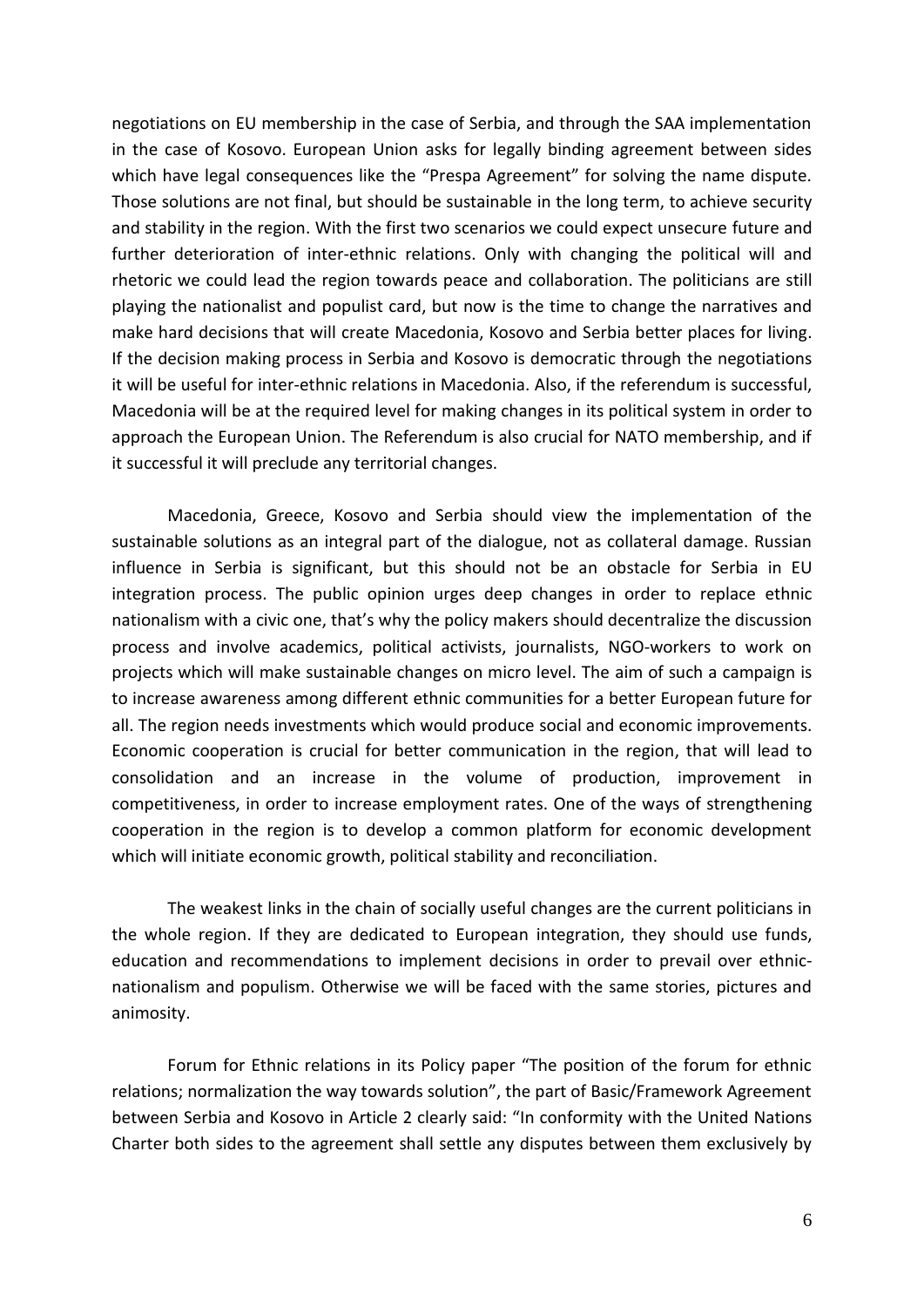negotiations on EU membership in the case of Serbia, and through the SAA implementation in the case of Kosovo. European Union asks for legally binding agreement between sides which have legal consequences like the "Prespa Agreement" for solving the name dispute. Those solutions are not final, but should be sustainable in the long term, to achieve security and stability in the region. With the first two scenarios we could expect unsecure future and further deterioration of inter-ethnic relations. Only with changing the political will and rhetoric we could lead the region towards peace and collaboration. The politicians are still playing the nationalist and populist card, but now is the time to change the narratives and make hard decisions that will create Macedonia, Kosovo and Serbia better places for living. If the decision making process in Serbia and Kosovo is democratic through the negotiations it will be useful for inter-ethnic relations in Macedonia. Also, if the referendum is successful, Macedonia will be at the required level for making changes in its political system in order to approach the European Union. The Referendum is also crucial for NATO membership, and if it successful it will preclude any territorial changes.

Macedonia, Greece, Kosovo and Serbia should view the implementation of the sustainable solutions as an integral part of the dialogue, not as collateral damage. Russian influence in Serbia is significant, but this should not be an obstacle for Serbia in EU integration process. The public opinion urges deep changes in order to replace ethnic nationalism with a civic one, that's why the policy makers should decentralize the discussion process and involve academics, political activists, journalists, NGO-workers to work on projects which will make sustainable changes on micro level. The aim of such a campaign is to increase awareness among different ethnic communities for a better European future for all. The region needs investments which would produce social and economic improvements. Economic cooperation is crucial for better communication in the region, that will lead to consolidation and an increase in the volume of production, improvement in competitiveness, in order to increase employment rates. One of the ways of strengthening cooperation in the region is to develop a common platform for economic development which will initiate economic growth, political stability and reconciliation.

The weakest links in the chain of socially useful changes are the current politicians in the whole region. If they are dedicated to European integration, they should use funds, education and recommendations to implement decisions in order to prevail over ethnic-nationalism and populism. Otherwise we will be faced with the same stories, pictures and animosity.

Forum for Ethnic relations in its Policy paper "The position of the forum for ethnic relations; normalization the way towards solution", the part of Basic/Framework Agreement between Serbia and Kosovo in Article 2 clearly said: "In conformity with the United Nations Charter both sides to the agreement shall settle any disputes between them exclusively by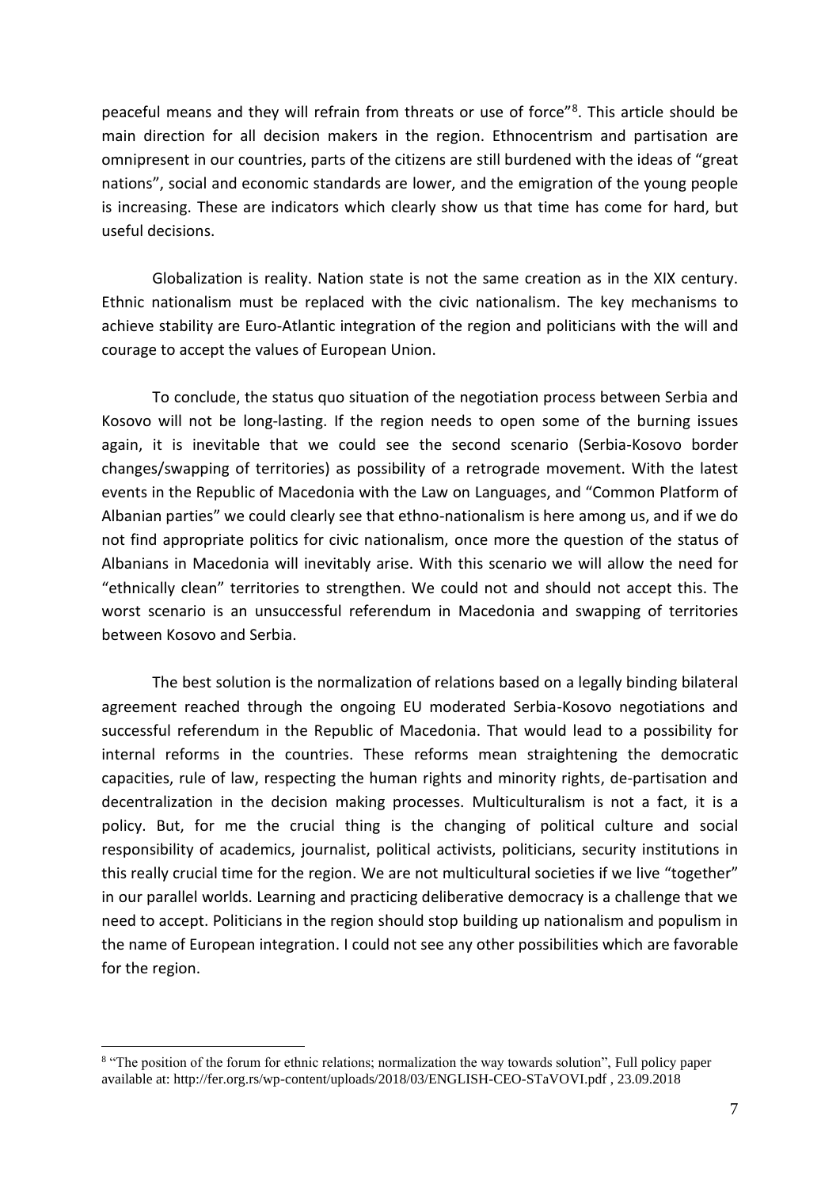peaceful means and they will refrain from threats or use of force"[8]. This article should be main direction for all decision makers in the region. Ethnocentrism and partisation are omnipresent in our countries, parts of the citizens are still burdened with the ideas of "great nations", social and economic standards are lower, and the emigration of the young people is increasing. These are indicators which clearly show us that time has come for hard, but useful decisions.

Globalization is reality. Nation state is not the same creation as in the XIX century. Ethnic nationalism must be replaced with the civic nationalism. The key mechanisms to achieve stability are Euro-Atlantic integration of the region and politicians with the will and courage to accept the values of European Union.

To conclude, the status quo situation of the negotiation process between Serbia and Kosovo will not be long-lasting. If the region needs to open some of the burning issues again, it is inevitable that we could see the second scenario (Serbia-Kosovo border changes/swapping of territories) as possibility of a retrograde movement. With the latest events in the Republic of Macedonia with the Law on Languages, and "Common Platform of Albanian parties" we could clearly see that ethno-nationalism is here among us, and if we do not find appropriate politics for civic nationalism, once more the question of the status of Albanians in Macedonia will inevitably arise. With this scenario we will allow the need for "ethnically clean" territories to strengthen. We could not and should not accept this. The worst scenario is an unsuccessful referendum in Macedonia and swapping of territories between Kosovo and Serbia.

The best solution is the normalization of relations based on a legally binding bilateral agreement reached through the ongoing EU moderated Serbia-Kosovo negotiations and successful referendum in the Republic of Macedonia. That would lead to a possibility for internal reforms in the countries. These reforms mean straightening the democratic capacities, rule of law, respecting the human rights and minority rights, de-partisation and decentralization in the decision making processes. Multiculturalism is not a fact, it is a policy. But, for me the crucial thing is the changing of political culture and social responsibility of academics, journalist, political activists, politicians, security institutions in this really crucial time for the region. We are not multicultural societies if we live "together" in our parallel worlds. Learning and practicing deliberative democracy is a challenge that we need to accept. Politicians in the region should stop building up nationalism and populism in the name of European integration. I could not see any other possibilities which are favorable for the region.

---

[8] "The position of the forum for ethnic relations; normalization the way towards solution", Full policy paper available at: http://fer.org.rs/wp-content/uploads/2018/03/ENGLISH-CEO-STaVOVI.pdf , 23.09.2018